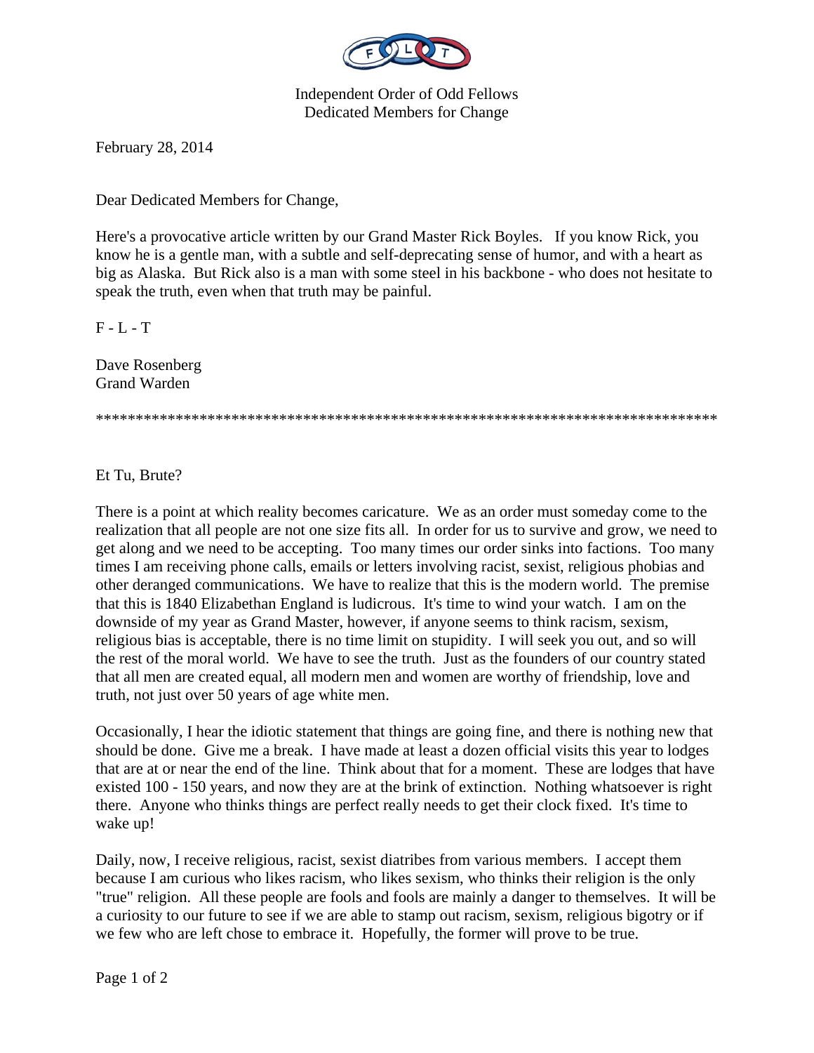Independent Order of Odd Fellows
Dedicated Members for Change

February 28, 2014

Dear Dedicated Members for Change,

Here's a provocative article written by our Grand Master Rick Boyles. If you know Rick, you know he is a gentle man, with a subtle and self-deprecating sense of humor, and with a heart as big as Alaska. But Rick also is a man with some steel in his backbone - who does not hesitate to speak the truth, even when that truth may be painful.

F - L - T

Dave Rosenberg
Grand Warden

********************************************************************************

Et Tu, Brute?

There is a point at which reality becomes caricature. We as an order must someday come to the realization that all people are not one size fits all. In order for us to survive and grow, we need to get along and we need to be accepting. Too many times our order sinks into factions. Too many times I am receiving phone calls, emails or letters involving racist, sexist, religious phobias and other deranged communications. We have to realize that this is the modern world. The premise that this is 1840 Elizabethan England is ludicrous. It's time to wind your watch. I am on the downside of my year as Grand Master, however, if anyone seems to think racism, sexism, religious bias is acceptable, there is no time limit on stupidity. I will seek you out, and so will the rest of the moral world. We have to see the truth. Just as the founders of our country stated that all men are created equal, all modern men and women are worthy of friendship, love and truth, not just over 50 years of age white men.

Occasionally, I hear the idiotic statement that things are going fine, and there is nothing new that should be done. Give me a break. I have made at least a dozen official visits this year to lodges that are at or near the end of the line. Think about that for a moment. These are lodges that have existed 100 - 150 years, and now they are at the brink of extinction. Nothing whatsoever is right there. Anyone who thinks things are perfect really needs to get their clock fixed. It's time to wake up!

Daily, now, I receive religious, racist, sexist diatribes from various members. I accept them because I am curious who likes racism, who likes sexism, who thinks their religion is the only "true" religion. All these people are fools and fools are mainly a danger to themselves. It will be a curiosity to our future to see if we are able to stamp out racism, sexism, religious bigotry or if we few who are left chose to embrace it. Hopefully, the former will prove to be true.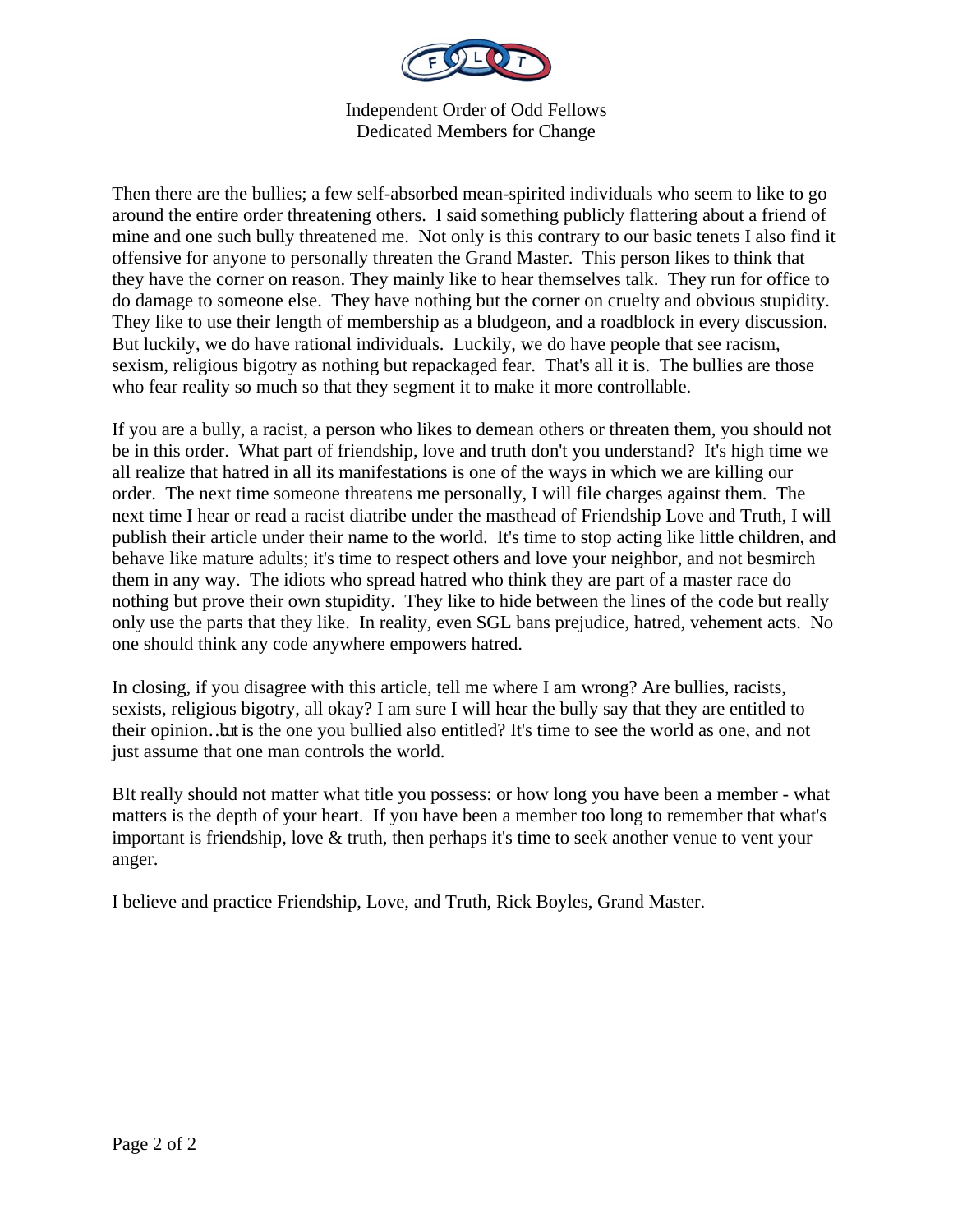Independent Order of Odd Fellows
Dedicated Members for Change

Then there are the bullies; a few self-absorbed mean-spirited individuals who seem to like to go around the entire order threatening others. I said something publicly flattering about a friend of mine and one such bully threatened me. Not only is this contrary to our basic tenets I also find it offensive for anyone to personally threaten the Grand Master. This person likes to think that they have the corner on reason. They mainly like to hear themselves talk. They run for office to do damage to someone else. They have nothing but the corner on cruelty and obvious stupidity. They like to use their length of membership as a bludgeon, and a roadblock in every discussion. But luckily, we do have rational individuals. Luckily, we do have people that see racism, sexism, religious bigotry as nothing but repackaged fear. That's all it is. The bullies are those who fear reality so much so that they segment it to make it more controllable.

If you are a bully, a racist, a person who likes to demean others or threaten them, you should not be in this order. What part of friendship, love and truth don't you understand? It's high time we all realize that hatred in all its manifestations is one of the ways in which we are killing our order. The next time someone threatens me personally, I will file charges against them. The next time I hear or read a racist diatribe under the masthead of Friendship Love and Truth, I will publish their article under their name to the world. It's time to stop acting like little children, and behave like mature adults; it's time to respect others and love your neighbor, and not besmirch them in any way. The idiots who spread hatred who think they are part of a master race do nothing but prove their own stupidity. They like to hide between the lines of the code but really only use the parts that they like. In reality, even SGL bans prejudice, hatred, vehement acts. No one should think any code anywhere empowers hatred.

In closing, if you disagree with this article, tell me where I am wrong? Are bullies, racists, sexists, religious bigotry, all okay? I am sure I will hear the bully say that they are entitled to their opinion…but is the one you bullied also entitled? It's time to see the world as one, and not just assume that one man controls the world.

BIt really should not matter what title you possess: or how long you have been a member - what matters is the depth of your heart. If you have been a member too long to remember that what's important is friendship, love & truth, then perhaps it's time to seek another venue to vent your anger.

I believe and practice Friendship, Love, and Truth, Rick Boyles, Grand Master.